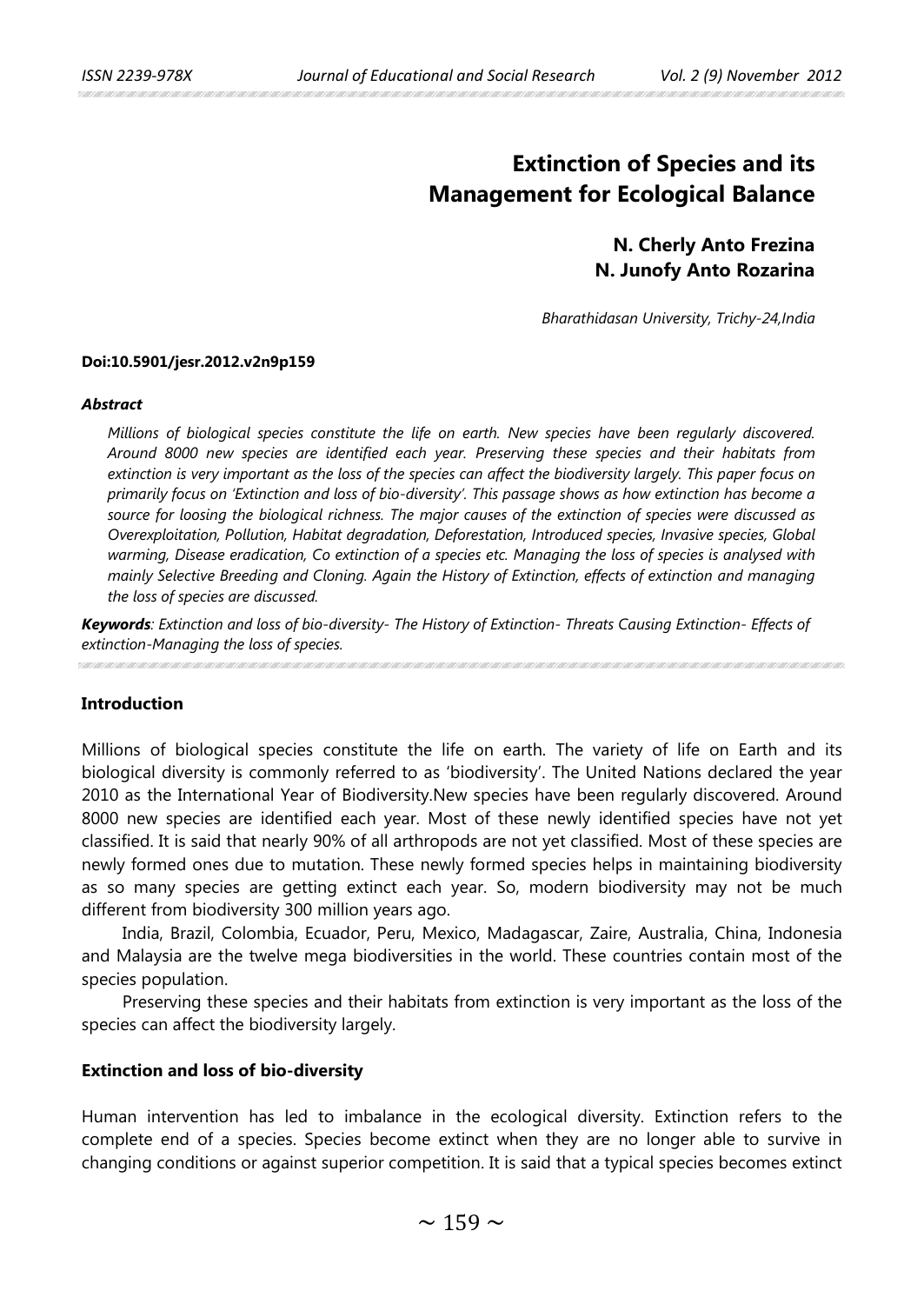# Extinction of Species and its Management for Ecological Balance

**N. Cherly Anto Frezina**
**N. Junofy Anto Rozarina**

*Bharathidasan University, Trichy-24,India*

**Doi:10.5901/jesr.2012.v2n9p159**

***Abstract***

*Millions of biological species constitute the life on earth. New species have been regularly discovered. Around 8000 new species are identified each year. Preserving these species and their habitats from extinction is very important as the loss of the species can affect the biodiversity largely. This paper focus on primarily focus on 'Extinction and loss of bio-diversity'. This passage shows as how extinction has become a source for loosing the biological richness. The major causes of the extinction of species were discussed as Overexploitation, Pollution, Habitat degradation, Deforestation, Introduced species, Invasive species, Global warming, Disease eradication, Co extinction of a species etc. Managing the loss of species is analysed with mainly Selective Breeding and Cloning. Again the History of Extinction, effects of extinction and managing the loss of species are discussed.*

***Keywords**: Extinction and loss of bio-diversity- The History of Extinction- Threats Causing Extinction- Effects of extinction-Managing the loss of species.*

## Introduction

Millions of biological species constitute the life on earth. The variety of life on Earth and its biological diversity is commonly referred to as 'biodiversity'. The United Nations declared the year 2010 as the International Year of Biodiversity.New species have been regularly discovered. Around 8000 new species are identified each year. Most of these newly identified species have not yet classified. It is said that nearly 90% of all arthropods are not yet classified. Most of these species are newly formed ones due to mutation. These newly formed species helps in maintaining biodiversity as so many species are getting extinct each year. So, modern biodiversity may not be much different from biodiversity 300 million years ago.

India, Brazil, Colombia, Ecuador, Peru, Mexico, Madagascar, Zaire, Australia, China, Indonesia and Malaysia are the twelve mega biodiversities in the world. These countries contain most of the species population.

Preserving these species and their habitats from extinction is very important as the loss of the species can affect the biodiversity largely.

## Extinction and loss of bio-diversity

Human intervention has led to imbalance in the ecological diversity. Extinction refers to the complete end of a species. Species become extinct when they are no longer able to survive in changing conditions or against superior competition. It is said that a typical species becomes extinct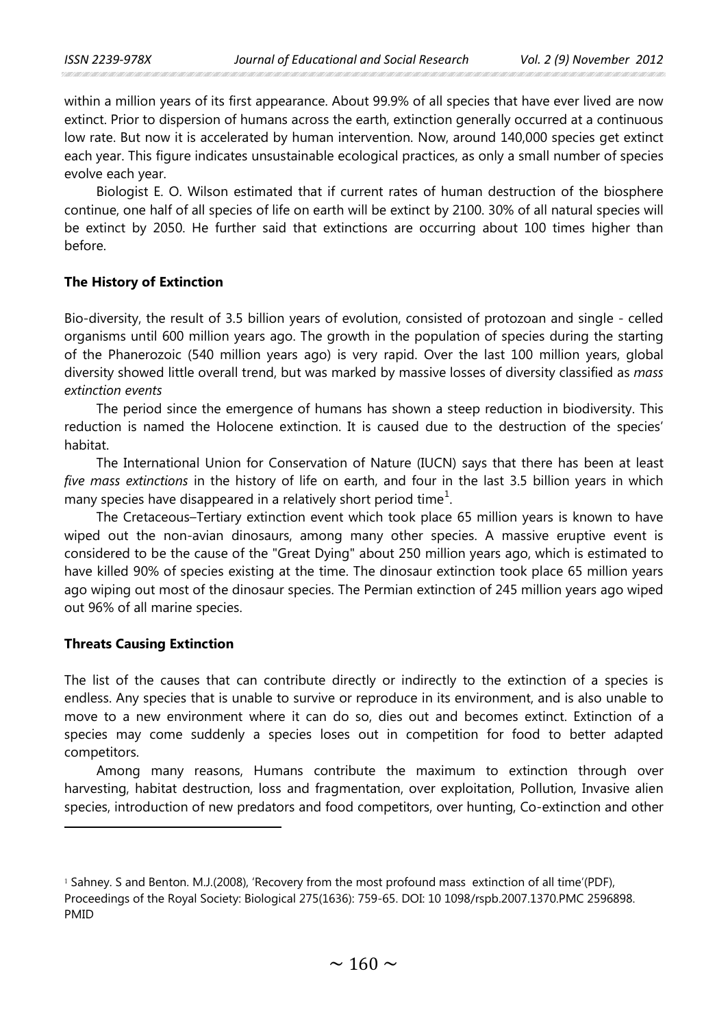within a million years of its first appearance. About 99.9% of all species that have ever lived are now extinct. Prior to dispersion of humans across the earth, extinction generally occurred at a continuous low rate. But now it is accelerated by human intervention. Now, around 140,000 species get extinct each year. This figure indicates unsustainable ecological practices, as only a small number of species evolve each year.

Biologist E. O. Wilson estimated that if current rates of human destruction of the biosphere continue, one half of all species of life on earth will be extinct by 2100. 30% of all natural species will be extinct by 2050. He further said that extinctions are occurring about 100 times higher than before.

**The History of Extinction**

Bio-diversity, the result of 3.5 billion years of evolution, consisted of protozoan and single - celled organisms until 600 million years ago. The growth in the population of species during the starting of the Phanerozoic (540 million years ago) is very rapid. Over the last 100 million years, global diversity showed little overall trend, but was marked by massive losses of diversity classified as *mass extinction events*

The period since the emergence of humans has shown a steep reduction in biodiversity. This reduction is named the Holocene extinction. It is caused due to the destruction of the species' habitat.

The International Union for Conservation of Nature (IUCN) says that there has been at least *five mass extinctions* in the history of life on earth, and four in the last 3.5 billion years in which many species have disappeared in a relatively short period time[1].

The Cretaceous–Tertiary extinction event which took place 65 million years is known to have wiped out the non-avian dinosaurs, among many other species. A massive eruptive event is considered to be the cause of the "Great Dying" about 250 million years ago, which is estimated to have killed 90% of species existing at the time. The dinosaur extinction took place 65 million years ago wiping out most of the dinosaur species. The Permian extinction of 245 million years ago wiped out 96% of all marine species.

**Threats Causing Extinction**

The list of the causes that can contribute directly or indirectly to the extinction of a species is endless. Any species that is unable to survive or reproduce in its environment, and is also unable to move to a new environment where it can do so, dies out and becomes extinct. Extinction of a species may come suddenly a species loses out in competition for food to better adapted competitors.

Among many reasons, Humans contribute the maximum to extinction through over harvesting, habitat destruction, loss and fragmentation, over exploitation, Pollution, Invasive alien species, introduction of new predators and food competitors, over hunting, Co-extinction and other

---

[1] Sahney. S and Benton. M.J.(2008), 'Recovery from the most profound mass extinction of all time'(PDF), Proceedings of the Royal Society: Biological 275(1636): 759-65. DOI: 10 1098/rspb.2007.1370.PMC 2596898. PMID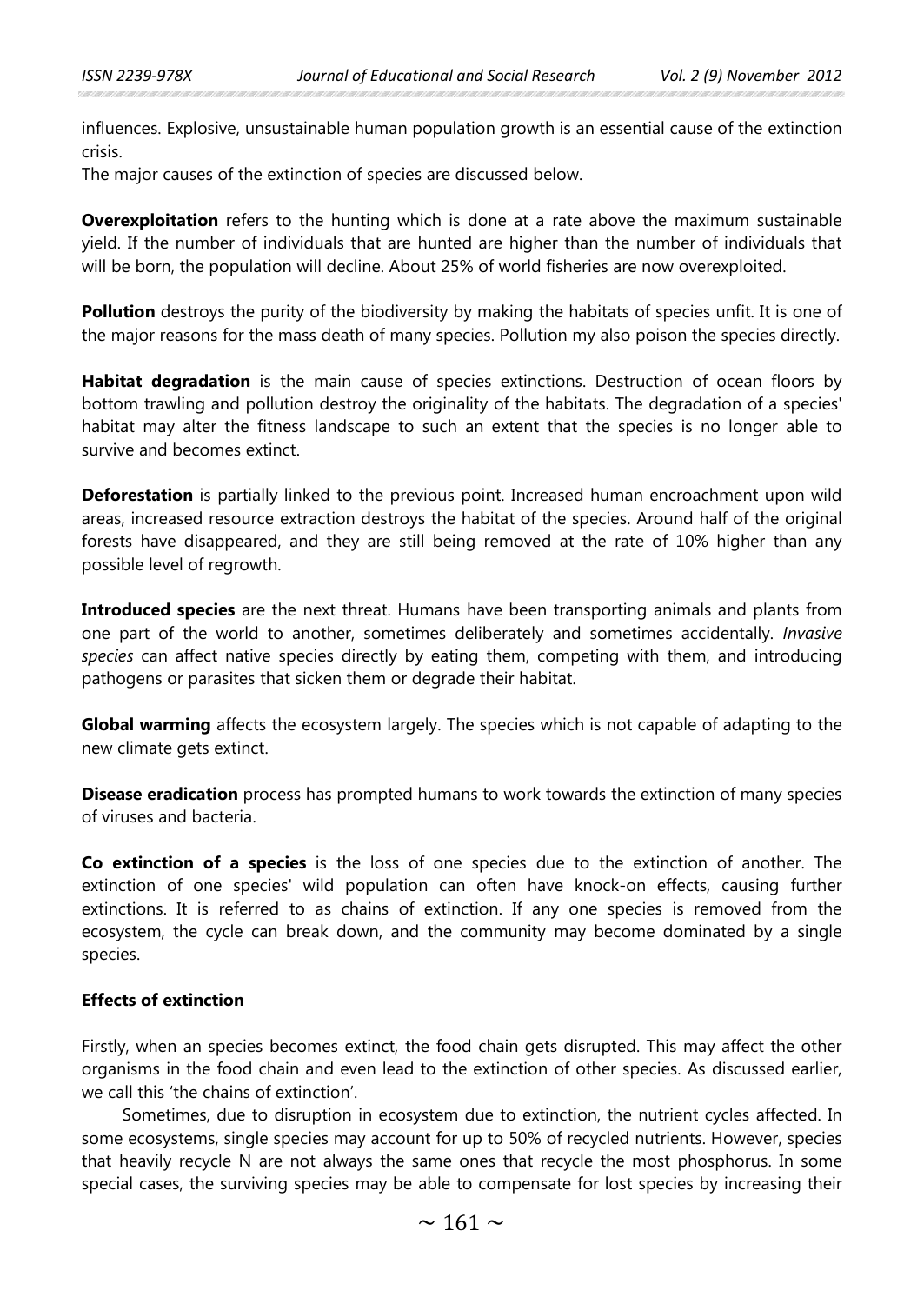influences. Explosive, unsustainable human population growth is an essential cause of the extinction crisis.

The major causes of the extinction of species are discussed below.

**Overexploitation** refers to the hunting which is done at a rate above the maximum sustainable yield. If the number of individuals that are hunted are higher than the number of individuals that will be born, the population will decline. About 25% of world fisheries are now overexploited.

**Pollution** destroys the purity of the biodiversity by making the habitats of species unfit. It is one of the major reasons for the mass death of many species. Pollution my also poison the species directly.

**Habitat degradation** is the main cause of species extinctions. Destruction of ocean floors by bottom trawling and pollution destroy the originality of the habitats. The degradation of a species' habitat may alter the fitness landscape to such an extent that the species is no longer able to survive and becomes extinct.

**Deforestation** is partially linked to the previous point. Increased human encroachment upon wild areas, increased resource extraction destroys the habitat of the species. Around half of the original forests have disappeared, and they are still being removed at the rate of 10% higher than any possible level of regrowth.

**Introduced species** are the next threat. Humans have been transporting animals and plants from one part of the world to another, sometimes deliberately and sometimes accidentally. *Invasive species* can affect native species directly by eating them, competing with them, and introducing pathogens or parasites that sicken them or degrade their habitat.

**Global warming** affects the ecosystem largely. The species which is not capable of adapting to the new climate gets extinct.

**Disease eradication** process has prompted humans to work towards the extinction of many species of viruses and bacteria.

**Co extinction of a species** is the loss of one species due to the extinction of another. The extinction of one species' wild population can often have knock-on effects, causing further extinctions. It is referred to as chains of extinction. If any one species is removed from the ecosystem, the cycle can break down, and the community may become dominated by a single species.

### Effects of extinction

Firstly, when an species becomes extinct, the food chain gets disrupted. This may affect the other organisms in the food chain and even lead to the extinction of other species. As discussed earlier, we call this 'the chains of extinction'.

Sometimes, due to disruption in ecosystem due to extinction, the nutrient cycles affected. In some ecosystems, single species may account for up to 50% of recycled nutrients. However, species that heavily recycle N are not always the same ones that recycle the most phosphorus. In some special cases, the surviving species may be able to compensate for lost species by increasing their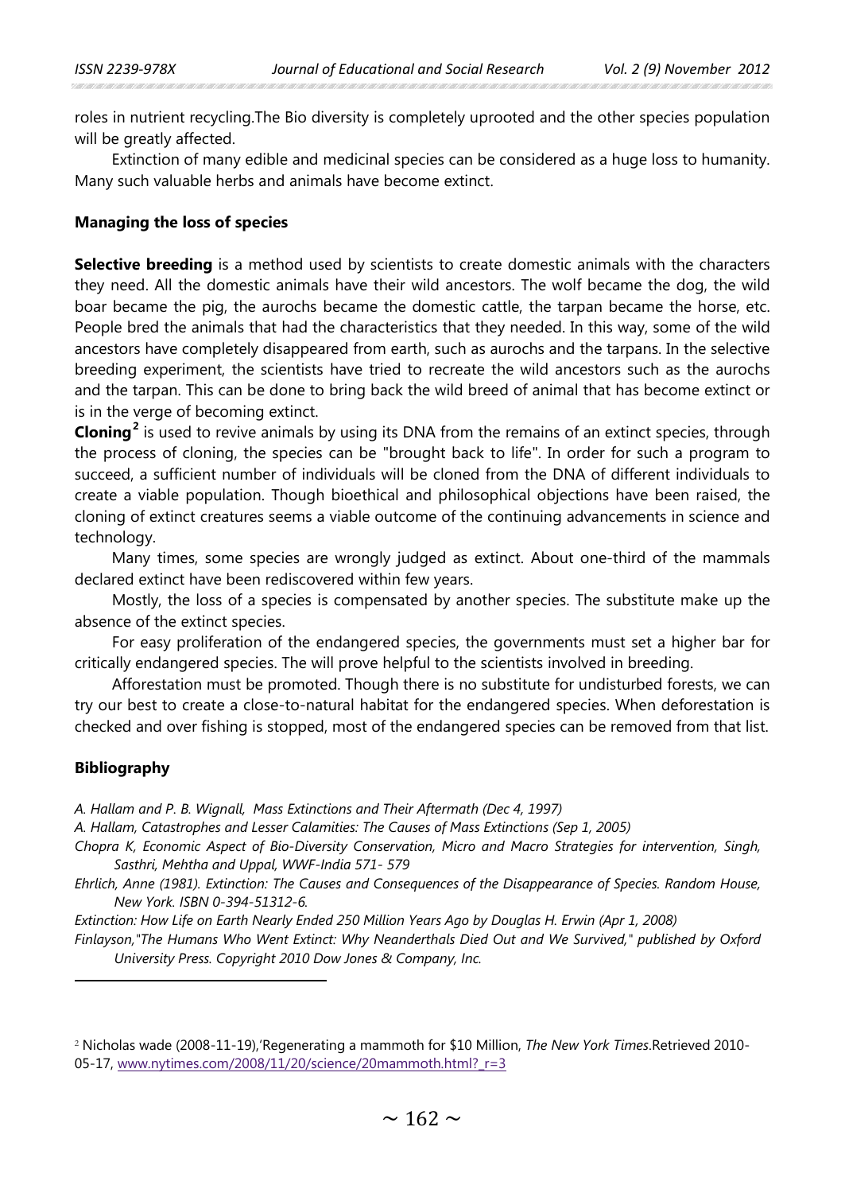roles in nutrient recycling.The Bio diversity is completely uprooted and the other species population will be greatly affected.

Extinction of many edible and medicinal species can be considered as a huge loss to humanity. Many such valuable herbs and animals have become extinct.

### Managing the loss of species

**Selective breeding** is a method used by scientists to create domestic animals with the characters they need. All the domestic animals have their wild ancestors. The wolf became the dog, the wild boar became the pig, the aurochs became the domestic cattle, the tarpan became the horse, etc. People bred the animals that had the characteristics that they needed. In this way, some of the wild ancestors have completely disappeared from earth, such as aurochs and the tarpans. In the selective breeding experiment, the scientists have tried to recreate the wild ancestors such as the aurochs and the tarpan. This can be done to bring back the wild breed of animal that has become extinct or is in the verge of becoming extinct.

**Cloning**[2] is used to revive animals by using its DNA from the remains of an extinct species, through the process of cloning, the species can be "brought back to life". In order for such a program to succeed, a sufficient number of individuals will be cloned from the DNA of different individuals to create a viable population. Though bioethical and philosophical objections have been raised, the cloning of extinct creatures seems a viable outcome of the continuing advancements in science and technology.

Many times, some species are wrongly judged as extinct. About one-third of the mammals declared extinct have been rediscovered within few years.

Mostly, the loss of a species is compensated by another species. The substitute make up the absence of the extinct species.

For easy proliferation of the endangered species, the governments must set a higher bar for critically endangered species. The will prove helpful to the scientists involved in breeding.

Afforestation must be promoted. Though there is no substitute for undisturbed forests, we can try our best to create a close-to-natural habitat for the endangered species. When deforestation is checked and over fishing is stopped, most of the endangered species can be removed from that list.

### Bibliography

*A. Hallam and P. B. Wignall, Mass Extinctions and Their Aftermath (Dec 4, 1997)*

*A. Hallam, Catastrophes and Lesser Calamities: The Causes of Mass Extinctions (Sep 1, 2005)*

*Chopra K, Economic Aspect of Bio-Diversity Conservation, Micro and Macro Strategies for intervention, Singh, Sasthri, Mehtha and Uppal, WWF-India 571- 579*

*Ehrlich, Anne (1981). Extinction: The Causes and Consequences of the Disappearance of Species. Random House, New York. ISBN 0-394-51312-6.*

*Extinction: How Life on Earth Nearly Ended 250 Million Years Ago by Douglas H. Erwin (Apr 1, 2008)*

*Finlayson,"The Humans Who Went Extinct: Why Neanderthals Died Out and We Survived," published by Oxford University Press. Copyright 2010 Dow Jones & Company, Inc.*

---

[2] Nicholas wade (2008-11-19),'Regenerating a mammoth for $10 Million, *The New York Times*.Retrieved 2010-05-17, www.nytimes.com/2008/11/20/science/20mammoth.html?_r=3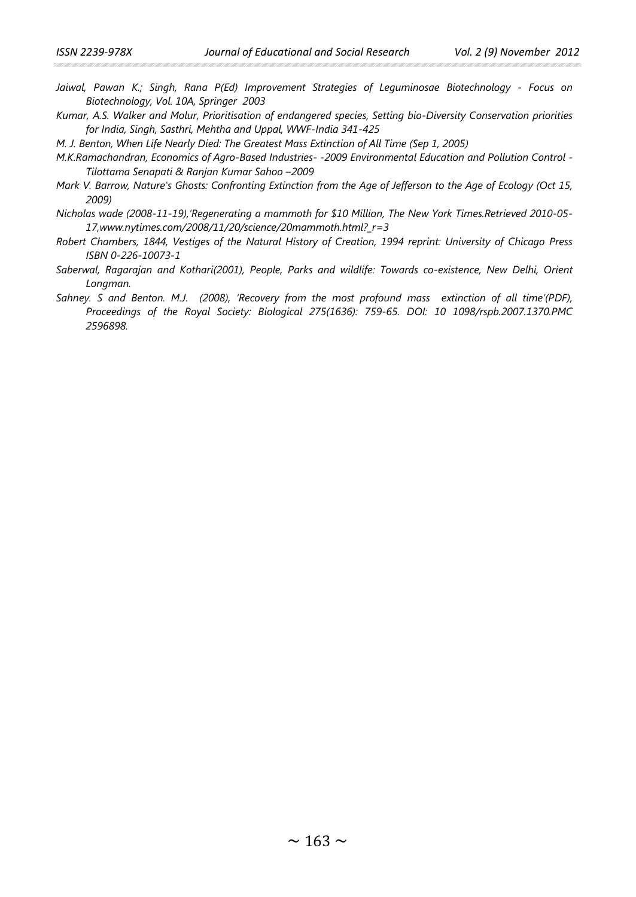*Jaiwal, Pawan K.; Singh, Rana P(Ed) Improvement Strategies of Leguminosae Biotechnology - Focus on Biotechnology, Vol. 10A, Springer 2003*

*Kumar, A.S. Walker and Molur, Prioritisation of endangered species, Setting bio-Diversity Conservation priorities for India, Singh, Sasthri, Mehtha and Uppal, WWF-India 341-425*

*M. J. Benton, When Life Nearly Died: The Greatest Mass Extinction of All Time (Sep 1, 2005)*

*M.K.Ramachandran, Economics of Agro-Based Industries- -2009 Environmental Education and Pollution Control - Tilottama Senapati & Ranjan Kumar Sahoo –2009*

*Mark V. Barrow, Nature's Ghosts: Confronting Extinction from the Age of Jefferson to the Age of Ecology (Oct 15, 2009)*

*Nicholas wade (2008-11-19),'Regenerating a mammoth for $10 Million, The New York Times.Retrieved 2010-05-17,www.nytimes.com/2008/11/20/science/20mammoth.html?_r=3*

*Robert Chambers, 1844, Vestiges of the Natural History of Creation, 1994 reprint: University of Chicago Press ISBN 0-226-10073-1*

*Saberwal, Ragarajan and Kothari(2001), People, Parks and wildlife: Towards co-existence, New Delhi, Orient Longman.*

*Sahney. S and Benton. M.J. (2008), 'Recovery from the most profound mass extinction of all time'(PDF), Proceedings of the Royal Society: Biological 275(1636): 759-65. DOI: 10 1098/rspb.2007.1370.PMC 2596898.*